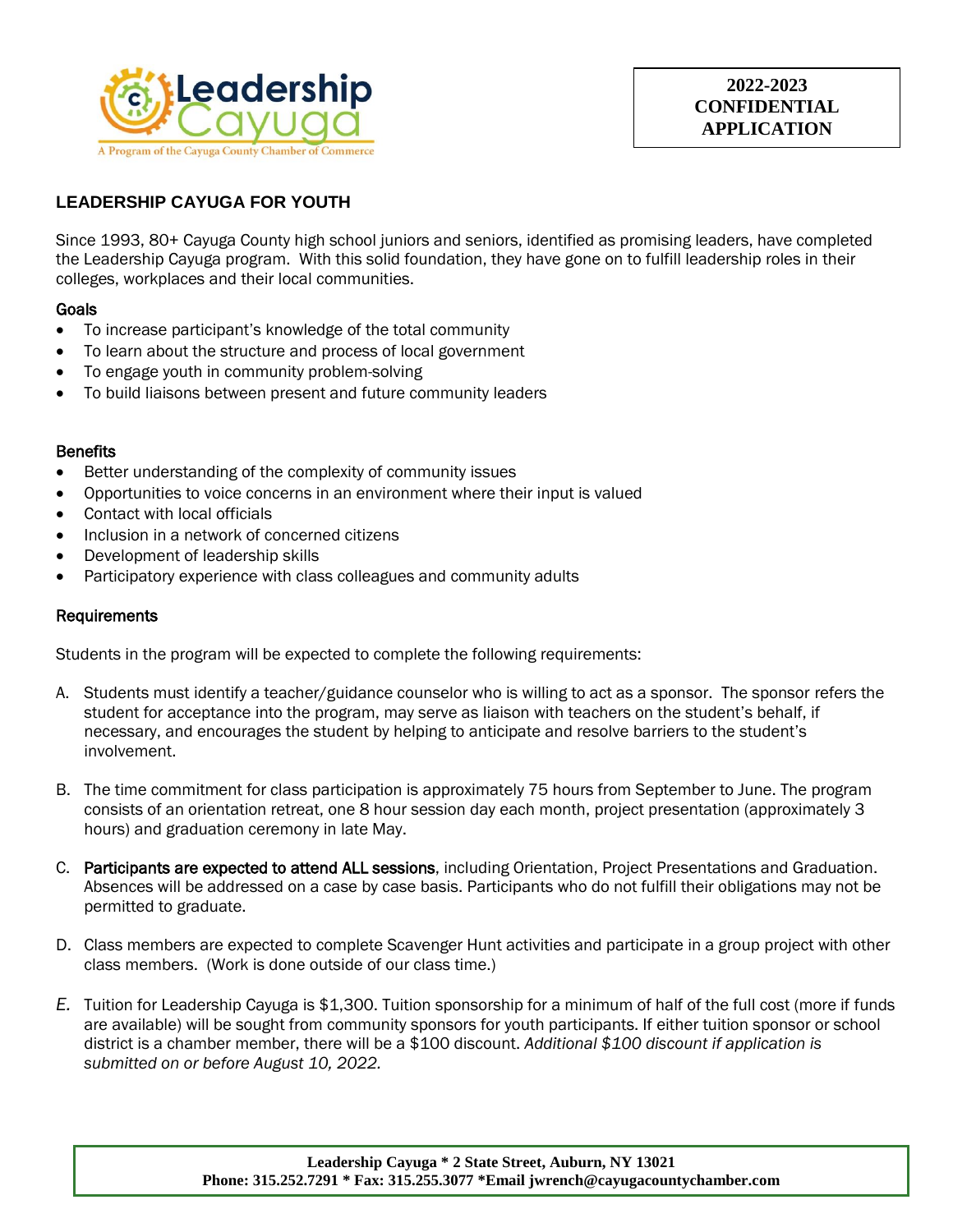Leadership Cayuga

A Program of the Cayuga County Chamber of Commerce

**2022-2023 CONFIDENTIAL APPLICATION**

## LEADERSHIP CAYUGA FOR YOUTH

Since 1993, 80+ Cayuga County high school juniors and seniors, identified as promising leaders, have completed the Leadership Cayuga program. With this solid foundation, they have gone on to fulfill leadership roles in their colleges, workplaces and their local communities.

### Goals

- To increase participant's knowledge of the total community
- To learn about the structure and process of local government
- To engage youth in community problem-solving
- To build liaisons between present and future community leaders

### Benefits

- Better understanding of the complexity of community issues
- Opportunities to voice concerns in an environment where their input is valued
- Contact with local officials
- Inclusion in a network of concerned citizens
- Development of leadership skills
- Participatory experience with class colleagues and community adults

### Requirements

Students in the program will be expected to complete the following requirements:

A. Students must identify a teacher/guidance counselor who is willing to act as a sponsor. The sponsor refers the student for acceptance into the program, may serve as liaison with teachers on the student's behalf, if necessary, and encourages the student by helping to anticipate and resolve barriers to the student's involvement.

B. The time commitment for class participation is approximately 75 hours from September to June. The program consists of an orientation retreat, one 8 hour session day each month, project presentation (approximately 3 hours) and graduation ceremony in late May.

C. **Participants are expected to attend ALL sessions**, including Orientation, Project Presentations and Graduation. Absences will be addressed on a case by case basis. Participants who do not fulfill their obligations may not be permitted to graduate.

D. Class members are expected to complete Scavenger Hunt activities and participate in a group project with other class members. (Work is done outside of our class time.)

*E.* Tuition for Leadership Cayuga is $1,300. Tuition sponsorship for a minimum of half of the full cost (more if funds are available) will be sought from community sponsors for youth participants. If either tuition sponsor or school district is a chamber member, there will be a $100 discount. *Additional $100 discount if application is submitted on or before August 10, 2022.*

**Leadership Cayuga * 2 State Street, Auburn, NY 13021**
**Phone: 315.252.7291 * Fax: 315.255.3077 *Email jwrench@cayugacountychamber.com**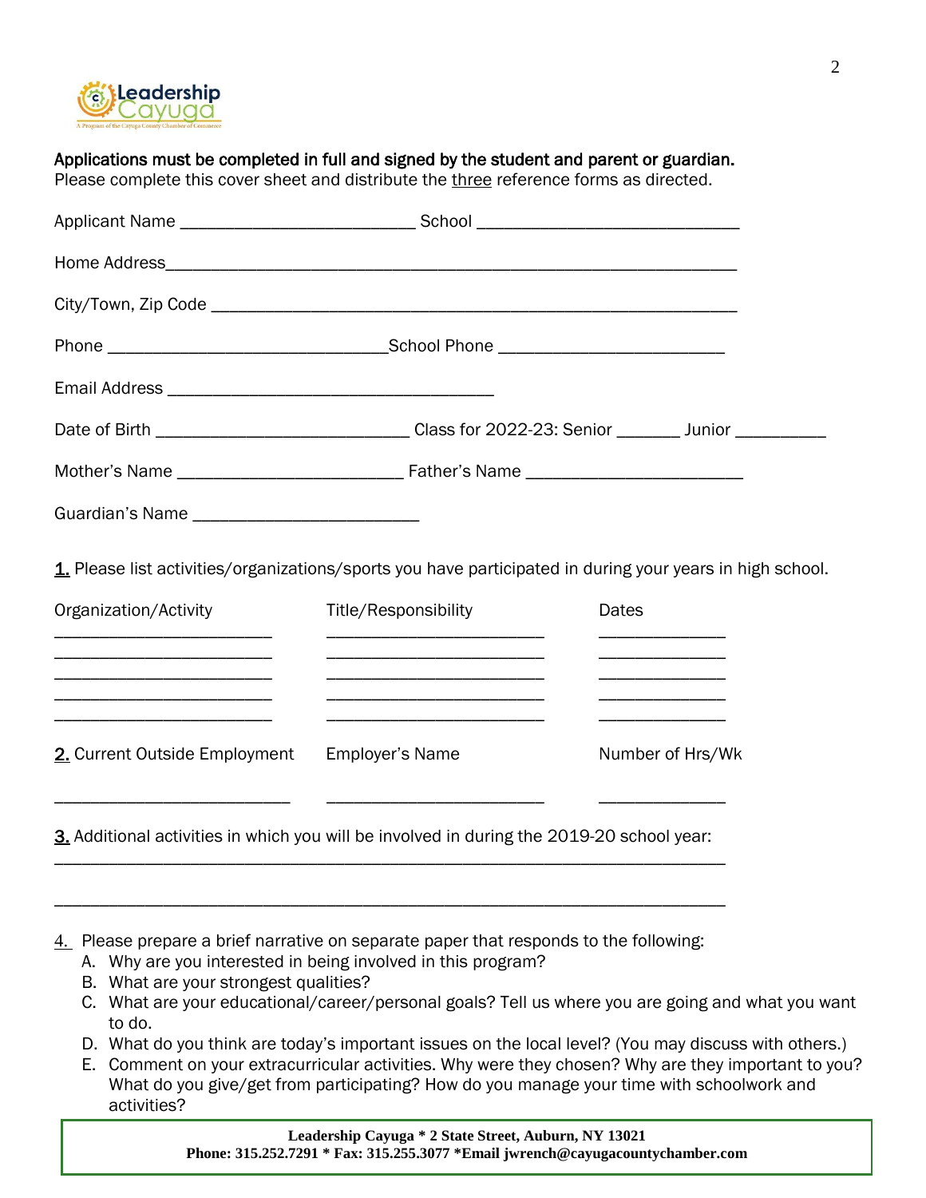**Applications must be completed in full and signed by the student and parent or guardian.**
Please complete this cover sheet and distribute the three reference forms as directed.

Applicant Name _________________________ School ____________________________

Home Address_____________________________________________________________

City/Town, Zip Code ________________________________________________________

Phone ______________________________School Phone ________________________

Email Address ___________________________________

Date of Birth ___________________________ Class for 2022-23: Senior _______ Junior __________

Mother's Name ________________________ Father's Name _______________________

Guardian's Name ________________________

1. Please list activities/organizations/sports you have participated in during your years in high school.

| Organization/Activity | Title/Responsibility | Dates |
|---|---|---|
| ________________________ | ________________________ | ______________ |
| ________________________ | ________________________ | ______________ |
| ________________________ | ________________________ | ______________ |
| ________________________ | ________________________ | ______________ |
| ________________________ | ________________________ | ______________ |

| 2. Current Outside Employment | Employer's Name | Number of Hrs/Wk |
|---|---|---|
| _________________________ | ________________________ | ______________ |

3. Additional activities in which you will be involved in during the 2019-20 school year:
_________________________________________________________________________

_________________________________________________________________________

4. Please prepare a brief narrative on separate paper that responds to the following:
   A. Why are you interested in being involved in this program?
   B. What are your strongest qualities?
   C. What are your educational/career/personal goals? Tell us where you are going and what you want to do.
   D. What do you think are today's important issues on the local level? (You may discuss with others.)
   E. Comment on your extracurricular activities. Why were they chosen? Why are they important to you? What do you give/get from participating? How do you manage your time with schoolwork and activities?

**Leadership Cayuga * 2 State Street, Auburn, NY 13021**
**Phone: 315.252.7291 * Fax: 315.255.3077 *Email jwrench@cayugacountychamber.com**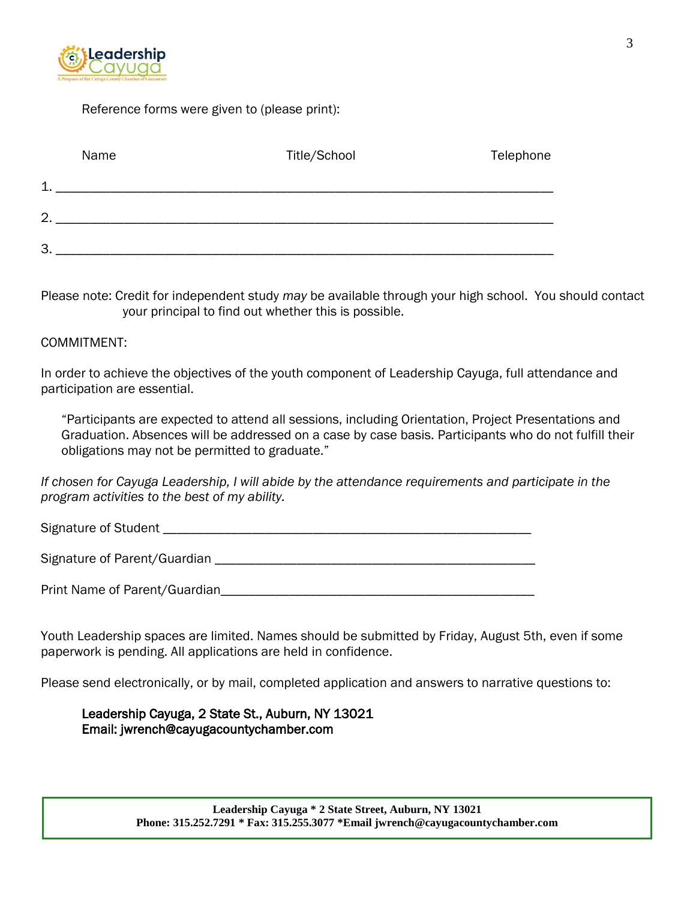Reference forms were given to (please print):

| Name | Title/School | Telephone |
|---|---|---|
| 1. | | |
| 2. | | |
| 3. | | |

Please note: Credit for independent study *may* be available through your high school. You should contact your principal to find out whether this is possible.

COMMITMENT:

In order to achieve the objectives of the youth component of Leadership Cayuga, full attendance and participation are essential.

> "Participants are expected to attend all sessions, including Orientation, Project Presentations and Graduation. Absences will be addressed on a case by case basis. Participants who do not fulfill their obligations may not be permitted to graduate."

*If chosen for Cayuga Leadership, I will abide by the attendance requirements and participate in the program activities to the best of my ability.*

Signature of Student ______________________________________________________

Signature of Parent/Guardian _______________________________________________

Print Name of Parent/Guardian______________________________________________

Youth Leadership spaces are limited. Names should be submitted by Friday, August 5th, even if some paperwork is pending. All applications are held in confidence.

Please send electronically, or by mail, completed application and answers to narrative questions to:

**Leadership Cayuga, 2 State St., Auburn, NY 13021**
**Email: jwrench@cayugacountychamber.com**

**Leadership Cayuga * 2 State Street, Auburn, NY 13021**
**Phone: 315.252.7291 * Fax: 315.255.3077 *Email jwrench@cayugacountychamber.com**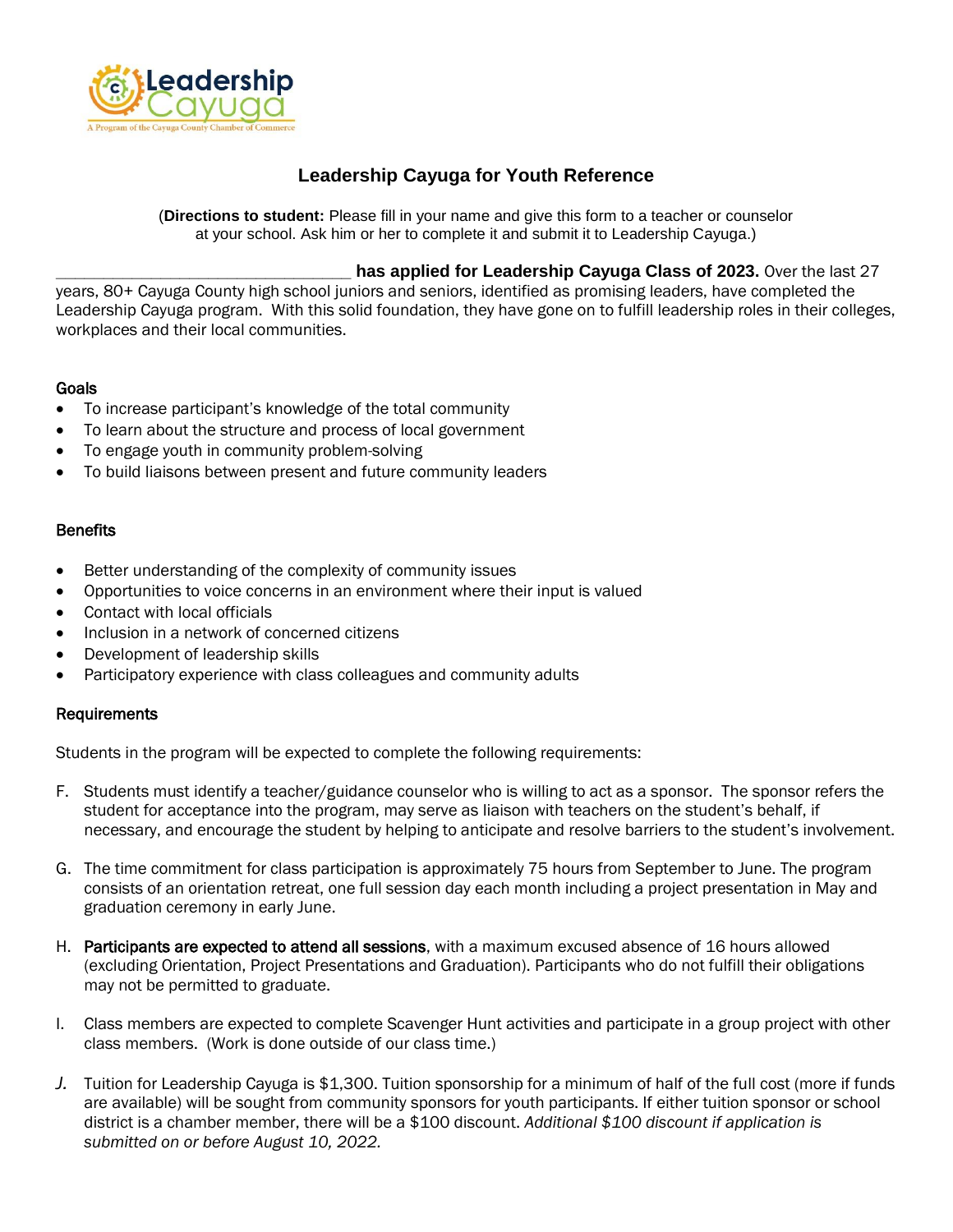Leadership Cayuga

A Program of the Cayuga County Chamber of Commerce

## Leadership Cayuga for Youth Reference

(**Directions to student:** Please fill in your name and give this form to a teacher or counselor at your school. Ask him or her to complete it and submit it to Leadership Cayuga.)

________________________________ **has applied for Leadership Cayuga Class of 2023.** Over the last 27 years, 80+ Cayuga County high school juniors and seniors, identified as promising leaders, have completed the Leadership Cayuga program. With this solid foundation, they have gone on to fulfill leadership roles in their colleges, workplaces and their local communities.

### Goals

- To increase participant's knowledge of the total community
- To learn about the structure and process of local government
- To engage youth in community problem-solving
- To build liaisons between present and future community leaders

### Benefits

- Better understanding of the complexity of community issues
- Opportunities to voice concerns in an environment where their input is valued
- Contact with local officials
- Inclusion in a network of concerned citizens
- Development of leadership skills
- Participatory experience with class colleagues and community adults

### Requirements

Students in the program will be expected to complete the following requirements:

F. Students must identify a teacher/guidance counselor who is willing to act as a sponsor. The sponsor refers the student for acceptance into the program, may serve as liaison with teachers on the student's behalf, if necessary, and encourage the student by helping to anticipate and resolve barriers to the student's involvement.

G. The time commitment for class participation is approximately 75 hours from September to June. The program consists of an orientation retreat, one full session day each month including a project presentation in May and graduation ceremony in early June.

H. **Participants are expected to attend all sessions**, with a maximum excused absence of 16 hours allowed (excluding Orientation, Project Presentations and Graduation). Participants who do not fulfill their obligations may not be permitted to graduate.

I. Class members are expected to complete Scavenger Hunt activities and participate in a group project with other class members. (Work is done outside of our class time.)

*J.* Tuition for Leadership Cayuga is $1,300. Tuition sponsorship for a minimum of half of the full cost (more if funds are available) will be sought from community sponsors for youth participants. If either tuition sponsor or school district is a chamber member, there will be a $100 discount. *Additional $100 discount if application is submitted on or before August 10, 2022.*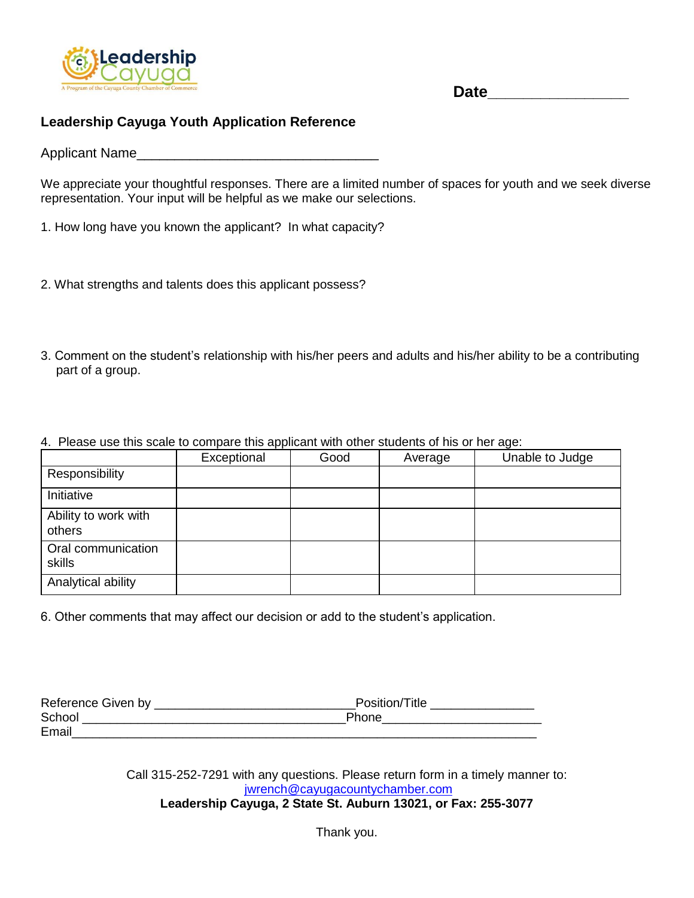Leadership Cayuga
A Program of the Cayuga County Chamber of Commerce

**Date**\_\_\_\_\_\_\_\_\_\_\_\_\_\_\_\_\_\_

**Leadership Cayuga Youth Application Reference**

Applicant Name\_\_\_\_\_\_\_\_\_\_\_\_\_\_\_\_\_\_\_\_\_\_\_\_\_\_\_\_\_\_\_\_\_\_

We appreciate your thoughtful responses. There are a limited number of spaces for youth and we seek diverse representation. Your input will be helpful as we make our selections.

1. How long have you known the applicant? In what capacity?

2. What strengths and talents does this applicant possess?

3. Comment on the student's relationship with his/her peers and adults and his/her ability to be a contributing part of a group.

4. Please use this scale to compare this applicant with other students of his or her age:

| | Exceptional | Good | Average | Unable to Judge |
|---|---|---|---|---|
| Responsibility | | | | |
| Initiative | | | | |
| Ability to work with others | | | | |
| Oral communication skills | | | | |
| Analytical ability | | | | |

6. Other comments that may affect our decision or add to the student's application.

Reference Given by \_\_\_\_\_\_\_\_\_\_\_\_\_\_\_\_\_\_\_\_\_\_\_\_\_\_\_\_\_Position/Title \_\_\_\_\_\_\_\_\_\_\_\_\_\_\_
School \_\_\_\_\_\_\_\_\_\_\_\_\_\_\_\_\_\_\_\_\_\_\_\_\_\_\_\_\_\_\_\_\_\_\_\_\_\_\_Phone\_\_\_\_\_\_\_\_\_\_\_\_\_\_\_\_\_\_\_\_\_\_
Email\_\_\_\_\_\_\_\_\_\_\_\_\_\_\_\_\_\_\_\_\_\_\_\_\_\_\_\_\_\_\_\_\_\_\_\_\_\_\_\_\_\_\_\_\_\_\_\_\_\_\_\_\_\_\_\_\_\_\_\_\_\_\_\_\_\_

Call 315-252-7291 with any questions. Please return form in a timely manner to:
jwrench@cayugacountychamber.com
**Leadership Cayuga, 2 State St. Auburn 13021, or Fax: 255-3077**

Thank you.